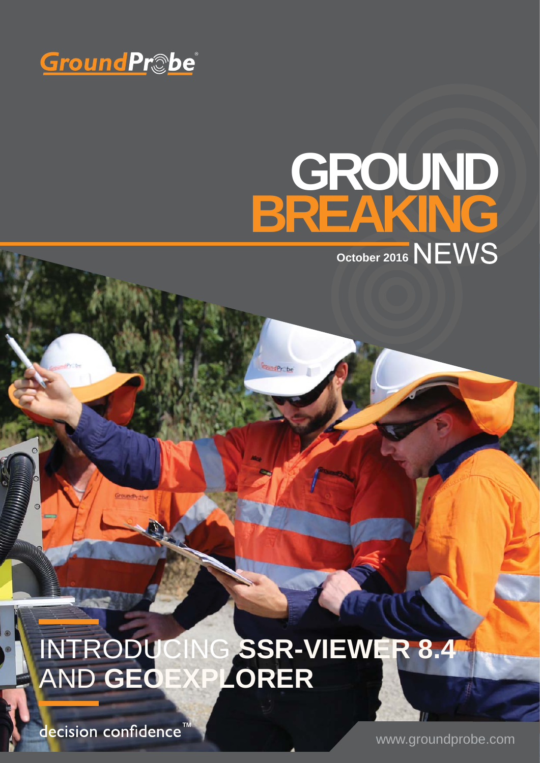GroundProbe®

# GROUND BREAKING NEWS

October 2016

## INTRODUCING SSR-VIEWER 8.4 AND GEOEXPLORER

decision confidence™

www.groundprobe.com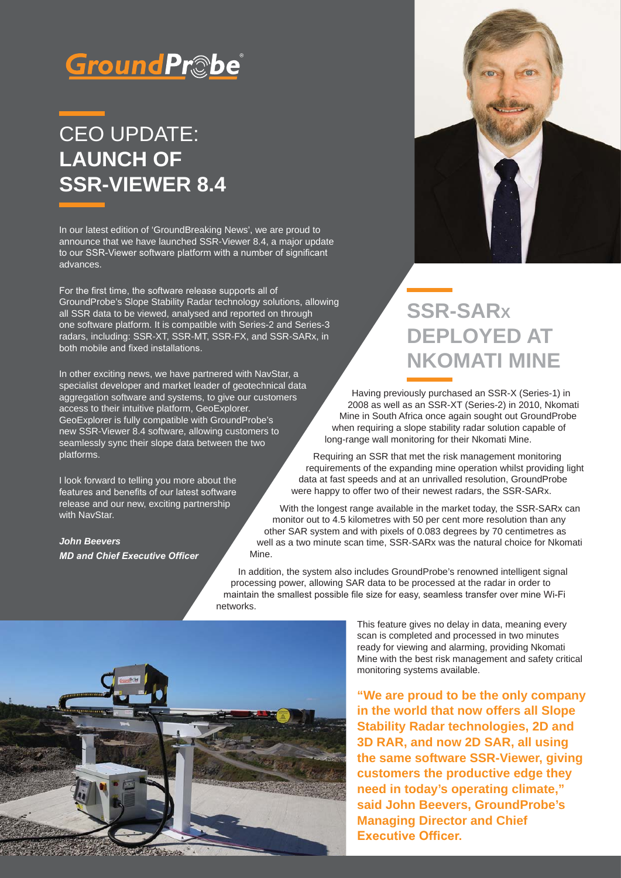GroundProbe®

# CEO UPDATE: **LAUNCH OF SSR-VIEWER 8.4**

In our latest edition of 'GroundBreaking News', we are proud to announce that we have launched SSR-Viewer 8.4, a major update to our SSR-Viewer software platform with a number of significant advances.

For the first time, the software release supports all of GroundProbe's Slope Stability Radar technology solutions, allowing all SSR data to be viewed, analysed and reported on through one software platform. It is compatible with Series-2 and Series-3 radars, including: SSR-XT, SSR-MT, SSR-FX, and SSR-SARx, in both mobile and fixed installations.

In other exciting news, we have partnered with NavStar, a specialist developer and market leader of geotechnical data aggregation software and systems, to give our customers access to their intuitive platform, GeoExplorer. GeoExplorer is fully compatible with GroundProbe's new SSR-Viewer 8.4 software, allowing customers to seamlessly sync their slope data between the two platforms.

I look forward to telling you more about the features and benefits of our latest software release and our new, exciting partnership with NavStar.

***John Beevers***
***MD and Chief Executive Officer***

# SSR-SARX DEPLOYED AT NKOMATI MINE

Having previously purchased an SSR-X (Series-1) in 2008 as well as an SSR-XT (Series-2) in 2010, Nkomati Mine in South Africa once again sought out GroundProbe when requiring a slope stability radar solution capable of long-range wall monitoring for their Nkomati Mine.

Requiring an SSR that met the risk management monitoring requirements of the expanding mine operation whilst providing light data at fast speeds and at an unrivalled resolution, GroundProbe were happy to offer two of their newest radars, the SSR-SARx.

With the longest range available in the market today, the SSR-SARx can monitor out to 4.5 kilometres with 50 per cent more resolution than any other SAR system and with pixels of 0.083 degrees by 70 centimetres as well as a two minute scan time, SSR-SARx was the natural choice for Nkomati Mine.

In addition, the system also includes GroundProbe's renowned intelligent signal processing power, allowing SAR data to be processed at the radar in order to maintain the smallest possible file size for easy, seamless transfer over mine Wi-Fi networks.

This feature gives no delay in data, meaning every scan is completed and processed in two minutes ready for viewing and alarming, providing Nkomati Mine with the best risk management and safety critical monitoring systems available.

**"We are proud to be the only company in the world that now offers all Slope Stability Radar technologies, 2D and 3D RAR, and now 2D SAR, all using the same software SSR-Viewer, giving customers the productive edge they need in today's operating climate," said John Beevers, GroundProbe's Managing Director and Chief Executive Officer.**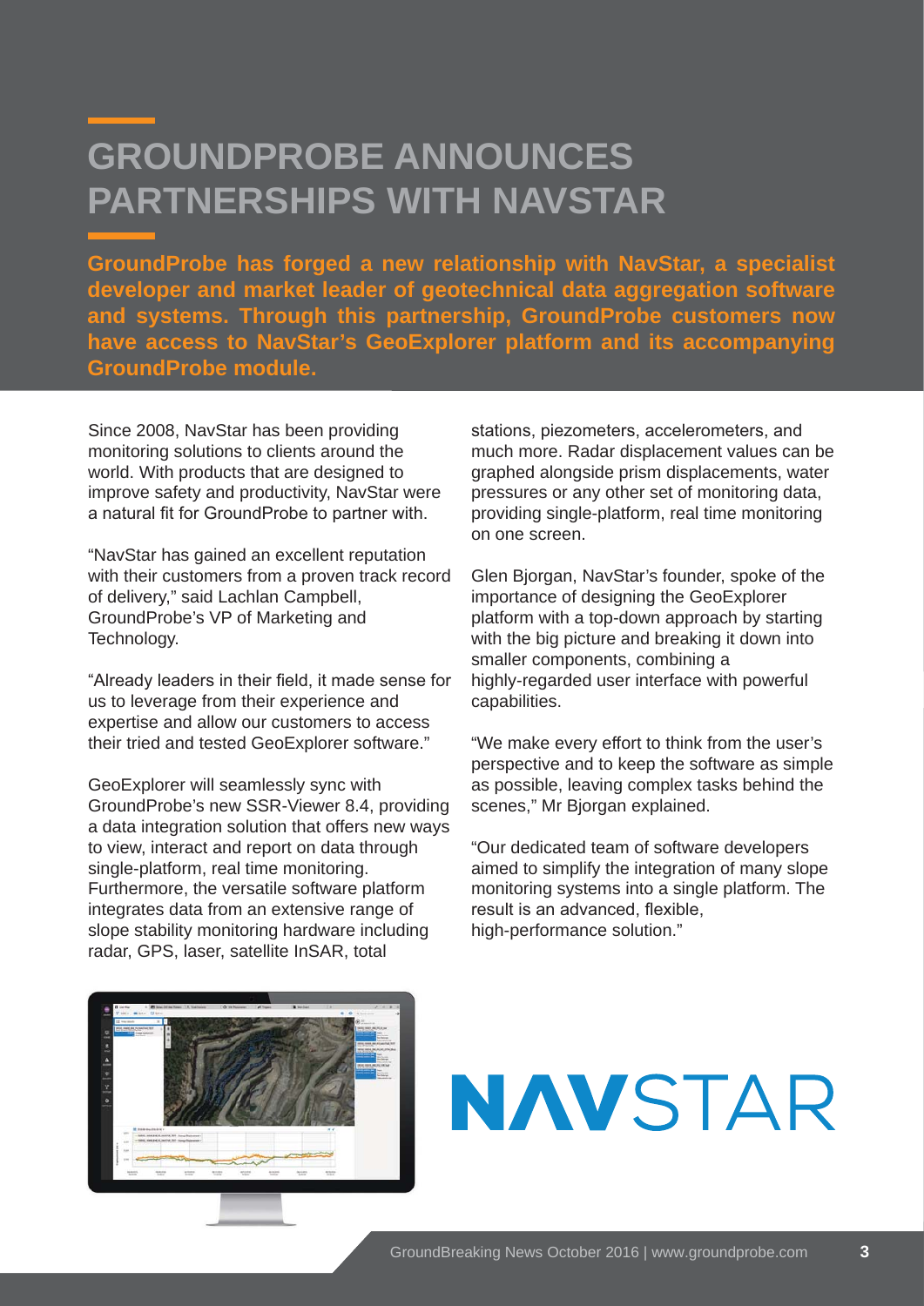# GROUNDPROBE ANNOUNCES PARTNERSHIPS WITH NAVSTAR

**GroundProbe has forged a new relationship with NavStar, a specialist developer and market leader of geotechnical data aggregation software and systems. Through this partnership, GroundProbe customers now have access to NavStar's GeoExplorer platform and its accompanying GroundProbe module.**

Since 2008, NavStar has been providing monitoring solutions to clients around the world. With products that are designed to improve safety and productivity, NavStar were a natural fit for GroundProbe to partner with.

"NavStar has gained an excellent reputation with their customers from a proven track record of delivery," said Lachlan Campbell, GroundProbe's VP of Marketing and Technology.

"Already leaders in their field, it made sense for us to leverage from their experience and expertise and allow our customers to access their tried and tested GeoExplorer software."

GeoExplorer will seamlessly sync with GroundProbe's new SSR-Viewer 8.4, providing a data integration solution that offers new ways to view, interact and report on data through single-platform, real time monitoring. Furthermore, the versatile software platform integrates data from an extensive range of slope stability monitoring hardware including radar, GPS, laser, satellite InSAR, total stations, piezometers, accelerometers, and much more. Radar displacement values can be graphed alongside prism displacements, water pressures or any other set of monitoring data, providing single-platform, real time monitoring on one screen.

Glen Bjorgan, NavStar's founder, spoke of the importance of designing the GeoExplorer platform with a top-down approach by starting with the big picture and breaking it down into smaller components, combining a highly-regarded user interface with powerful capabilities.

"We make every effort to think from the user's perspective and to keep the software as simple as possible, leaving complex tasks behind the scenes," Mr Bjorgan explained.

"Our dedicated team of software developers aimed to simplify the integration of many slope monitoring systems into a single platform. The result is an advanced, flexible, high-performance solution."

NAVSTAR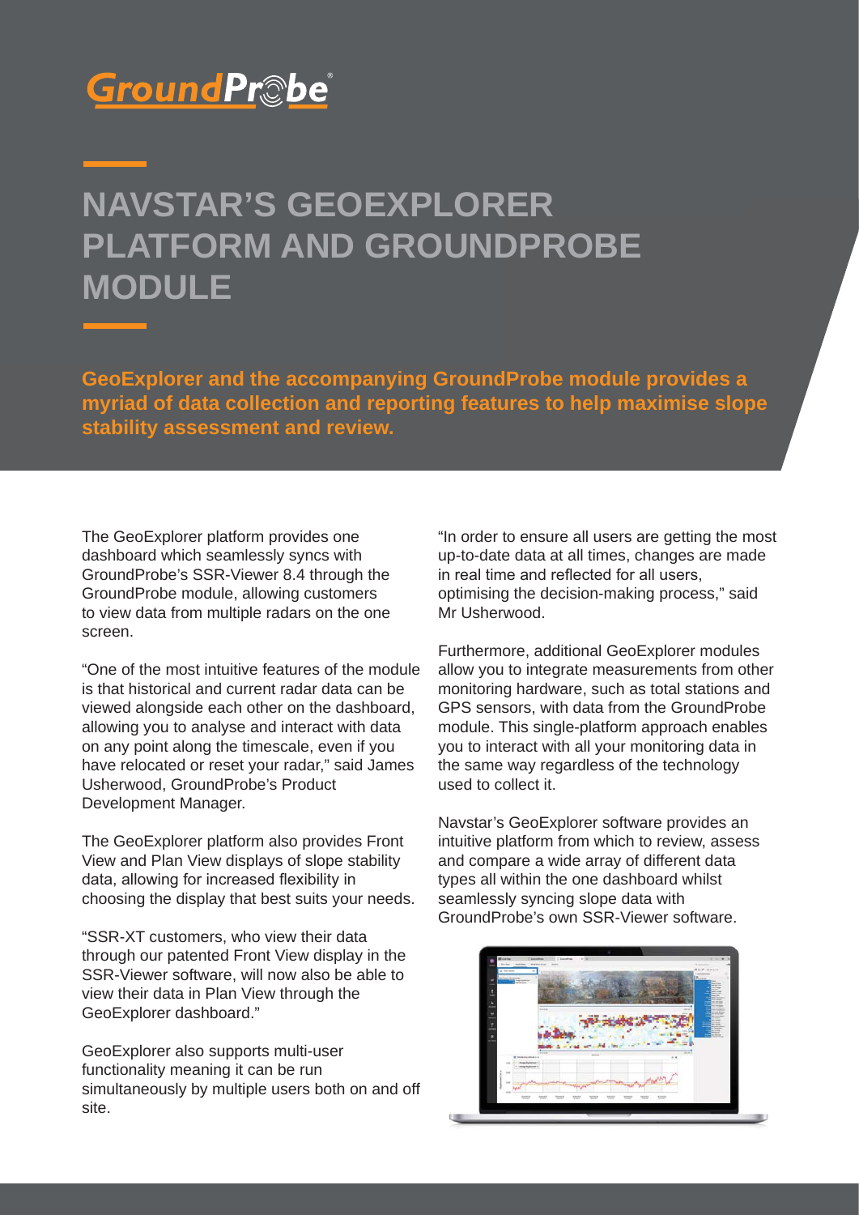# NAVSTAR'S GEOEXPLORER PLATFORM AND GROUNDPROBE MODULE

**GeoExplorer and the accompanying GroundProbe module provides a myriad of data collection and reporting features to help maximise slope stability assessment and review.**

The GeoExplorer platform provides one dashboard which seamlessly syncs with GroundProbe's SSR-Viewer 8.4 through the GroundProbe module, allowing customers to view data from multiple radars on the one screen.

"One of the most intuitive features of the module is that historical and current radar data can be viewed alongside each other on the dashboard, allowing you to analyse and interact with data on any point along the timescale, even if you have relocated or reset your radar," said James Usherwood, GroundProbe's Product Development Manager.

The GeoExplorer platform also provides Front View and Plan View displays of slope stability data, allowing for increased flexibility in choosing the display that best suits your needs.

"SSR-XT customers, who view their data through our patented Front View display in the SSR-Viewer software, will now also be able to view their data in Plan View through the GeoExplorer dashboard."

GeoExplorer also supports multi-user functionality meaning it can be run simultaneously by multiple users both on and off site.

"In order to ensure all users are getting the most up-to-date data at all times, changes are made in real time and reflected for all users, optimising the decision-making process," said Mr Usherwood.

Furthermore, additional GeoExplorer modules allow you to integrate measurements from other monitoring hardware, such as total stations and GPS sensors, with data from the GroundProbe module. This single-platform approach enables you to interact with all your monitoring data in the same way regardless of the technology used to collect it.

Navstar's GeoExplorer software provides an intuitive platform from which to review, assess and compare a wide array of different data types all within the one dashboard whilst seamlessly syncing slope data with GroundProbe's own SSR-Viewer software.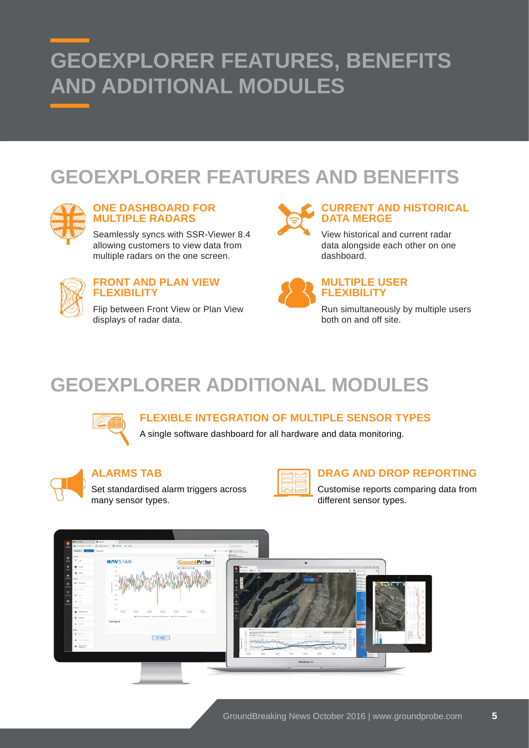# GEOEXPLORER FEATURES, BENEFITS AND ADDITIONAL MODULES

## GEOEXPLORER FEATURES AND BENEFITS

### ONE DASHBOARD FOR MULTIPLE RADARS

Seamlessly syncs with SSR-Viewer 8.4 allowing customers to view data from multiple radars on the one screen.

### CURRENT AND HISTORICAL DATA MERGE

View historical and current radar data alongside each other on one dashboard.

### FRONT AND PLAN VIEW FLEXIBILITY

Flip between Front View or Plan View displays of radar data.

### MULTIPLE USER FLEXIBILITY

Run simultaneously by multiple users both on and off site.

## GEOEXPLORER ADDITIONAL MODULES

### FLEXIBLE INTEGRATION OF MULTIPLE SENSOR TYPES

A single software dashboard for all hardware and data monitoring.

### ALARMS TAB

Set standardised alarm triggers across many sensor types.

### DRAG AND DROP REPORTING

Customise reports comparing data from different sensor types.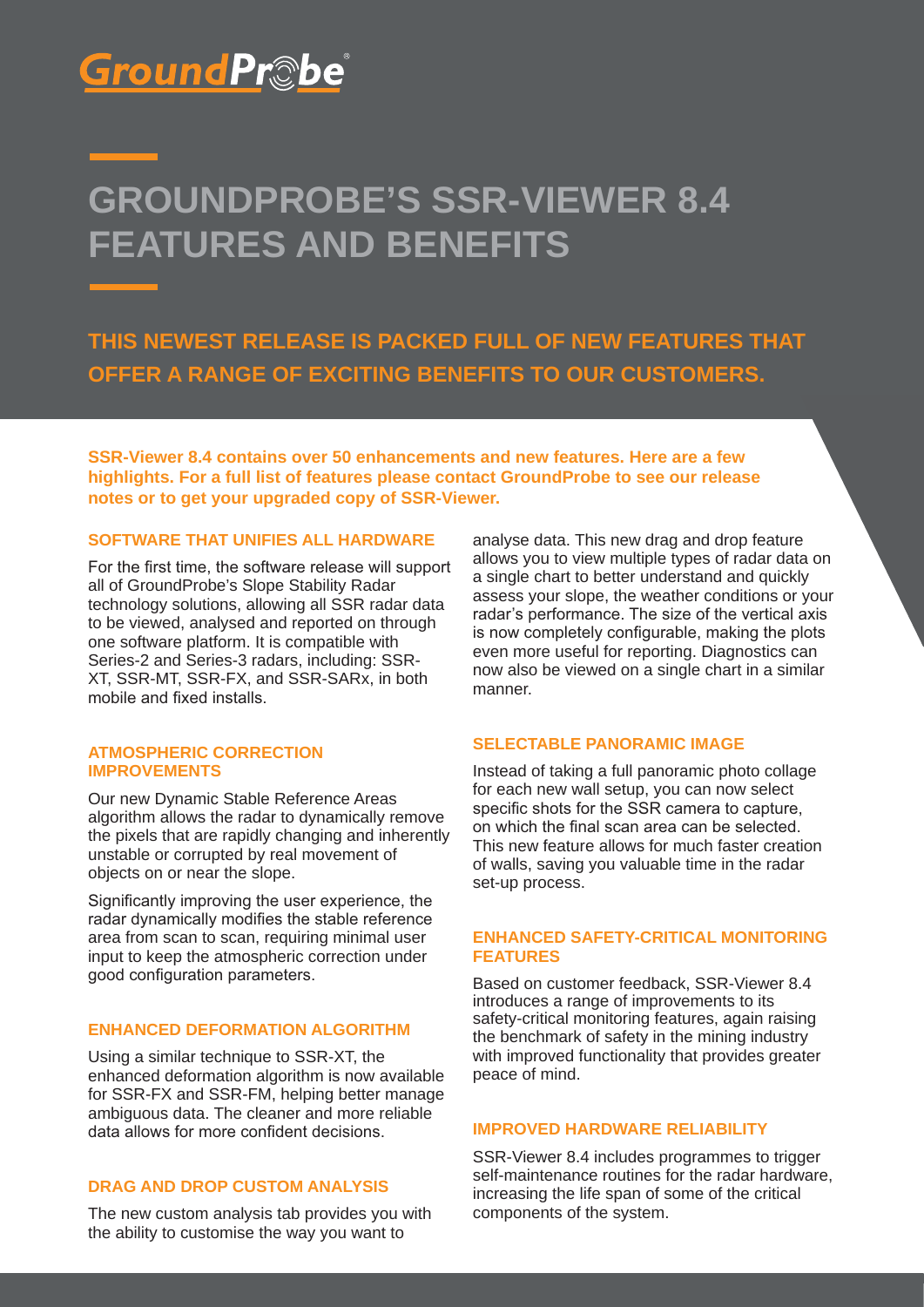GroundProbe®

# GROUNDPROBE'S SSR-VIEWER 8.4 FEATURES AND BENEFITS

## THIS NEWEST RELEASE IS PACKED FULL OF NEW FEATURES THAT OFFER A RANGE OF EXCITING BENEFITS TO OUR CUSTOMERS.

**SSR-Viewer 8.4 contains over 50 enhancements and new features. Here are a few highlights. For a full list of features please contact GroundProbe to see our release notes or to get your upgraded copy of SSR-Viewer.**

### SOFTWARE THAT UNIFIES ALL HARDWARE

For the first time, the software release will support all of GroundProbe's Slope Stability Radar technology solutions, allowing all SSR radar data to be viewed, analysed and reported on through one software platform. It is compatible with Series-2 and Series-3 radars, including: SSR-XT, SSR-MT, SSR-FX, and SSR-SARx, in both mobile and fixed installs.

### ATMOSPHERIC CORRECTION IMPROVEMENTS

Our new Dynamic Stable Reference Areas algorithm allows the radar to dynamically remove the pixels that are rapidly changing and inherently unstable or corrupted by real movement of objects on or near the slope.

Significantly improving the user experience, the radar dynamically modifies the stable reference area from scan to scan, requiring minimal user input to keep the atmospheric correction under good configuration parameters.

### ENHANCED DEFORMATION ALGORITHM

Using a similar technique to SSR-XT, the enhanced deformation algorithm is now available for SSR-FX and SSR-FM, helping better manage ambiguous data. The cleaner and more reliable data allows for more confident decisions.

### DRAG AND DROP CUSTOM ANALYSIS

The new custom analysis tab provides you with the ability to customise the way you want to analyse data. This new drag and drop feature allows you to view multiple types of radar data on a single chart to better understand and quickly assess your slope, the weather conditions or your radar's performance. The size of the vertical axis is now completely configurable, making the plots even more useful for reporting. Diagnostics can now also be viewed on a single chart in a similar manner.

### SELECTABLE PANORAMIC IMAGE

Instead of taking a full panoramic photo collage for each new wall setup, you can now select specific shots for the SSR camera to capture, on which the final scan area can be selected. This new feature allows for much faster creation of walls, saving you valuable time in the radar set-up process.

### ENHANCED SAFETY-CRITICAL MONITORING FEATURES

Based on customer feedback, SSR-Viewer 8.4 introduces a range of improvements to its safety-critical monitoring features, again raising the benchmark of safety in the mining industry with improved functionality that provides greater peace of mind.

### IMPROVED HARDWARE RELIABILITY

SSR-Viewer 8.4 includes programmes to trigger self-maintenance routines for the radar hardware, increasing the life span of some of the critical components of the system.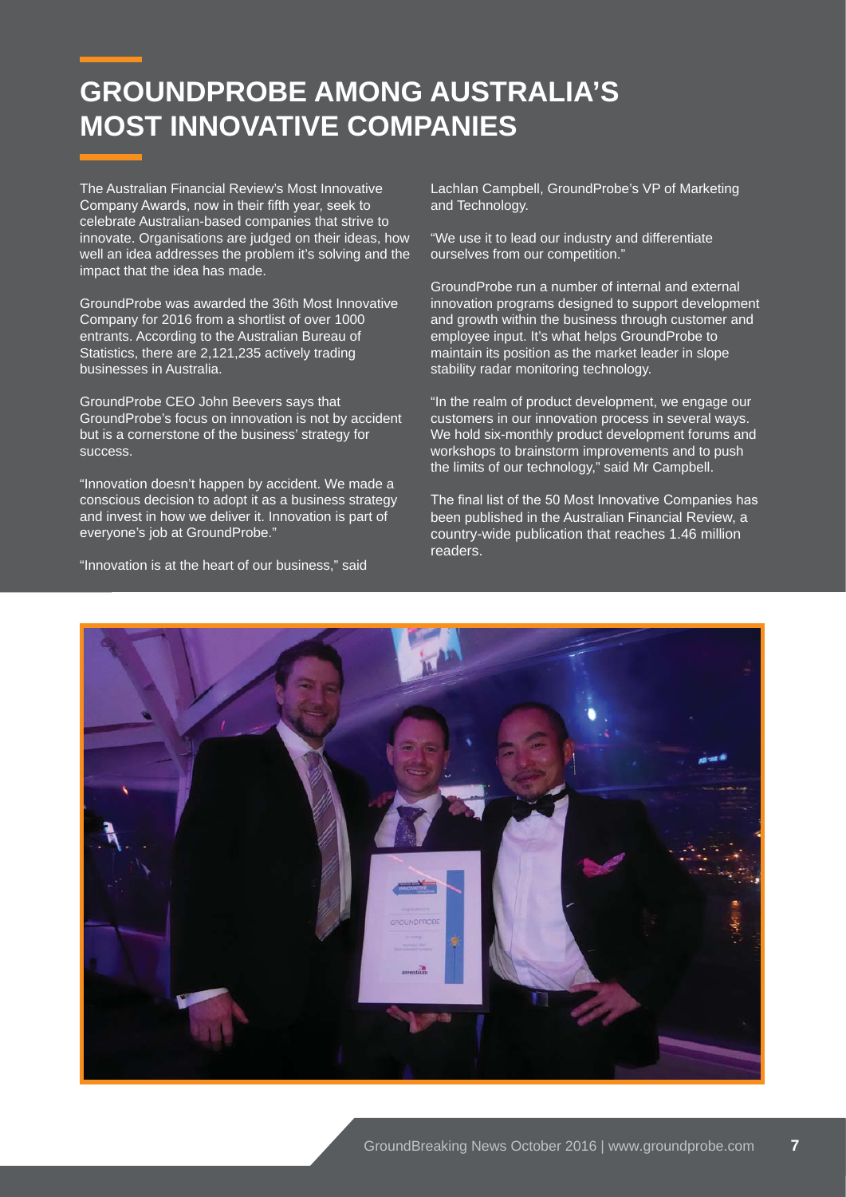# GROUNDPROBE AMONG AUSTRALIA'S MOST INNOVATIVE COMPANIES

The Australian Financial Review's Most Innovative Company Awards, now in their fifth year, seek to celebrate Australian-based companies that strive to innovate. Organisations are judged on their ideas, how well an idea addresses the problem it's solving and the impact that the idea has made.

GroundProbe was awarded the 36th Most Innovative Company for 2016 from a shortlist of over 1000 entrants. According to the Australian Bureau of Statistics, there are 2,121,235 actively trading businesses in Australia.

GroundProbe CEO John Beevers says that GroundProbe's focus on innovation is not by accident but is a cornerstone of the business' strategy for success.

"Innovation doesn't happen by accident. We made a conscious decision to adopt it as a business strategy and invest in how we deliver it. Innovation is part of everyone's job at GroundProbe."

"Innovation is at the heart of our business," said Lachlan Campbell, GroundProbe's VP of Marketing and Technology.

"We use it to lead our industry and differentiate ourselves from our competition."

GroundProbe run a number of internal and external innovation programs designed to support development and growth within the business through customer and employee input. It's what helps GroundProbe to maintain its position as the market leader in slope stability radar monitoring technology.

"In the realm of product development, we engage our customers in our innovation process in several ways. We hold six-monthly product development forums and workshops to brainstorm improvements and to push the limits of our technology," said Mr Campbell.

The final list of the 50 Most Innovative Companies has been published in the Australian Financial Review, a country-wide publication that reaches 1.46 million readers.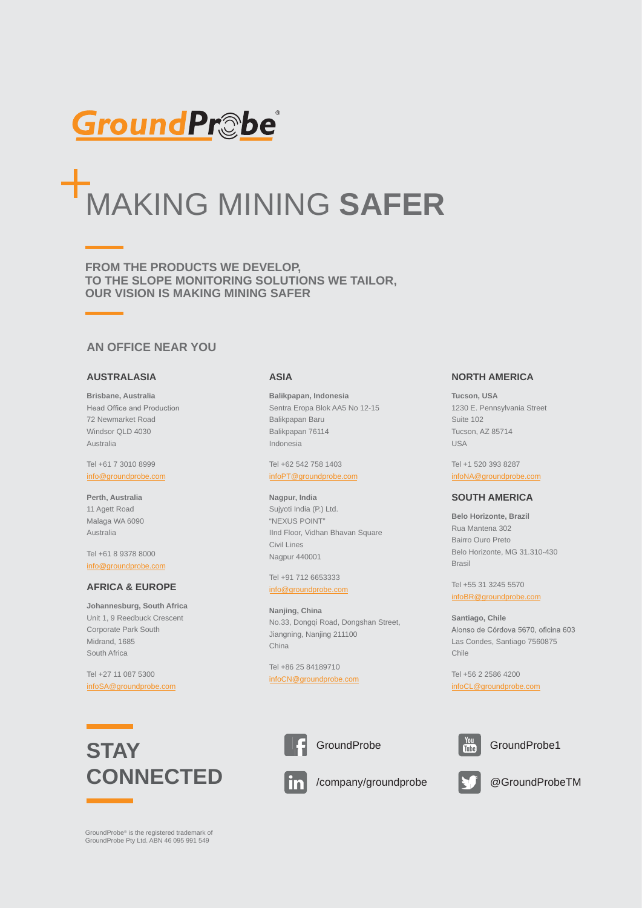GroundProbe®

# MAKING MINING **SAFER**

**FROM THE PRODUCTS WE DEVELOP,
TO THE SLOPE MONITORING SOLUTIONS WE TAILOR,
OUR VISION IS MAKING MINING SAFER**

## AN OFFICE NEAR YOU

### AUSTRALASIA

**Brisbane, Australia**
Head Office and Production
72 Newmarket Road
Windsor QLD 4030
Australia

Tel +61 7 3010 8999
info@groundprobe.com

**Perth, Australia**
11 Agett Road
Malaga WA 6090
Australia

Tel +61 8 9378 8000
info@groundprobe.com

### AFRICA & EUROPE

**Johannesburg, South Africa**
Unit 1, 9 Reedbuck Crescent
Corporate Park South
Midrand, 1685
South Africa

Tel +27 11 087 5300
infoSA@groundprobe.com

### ASIA

**Balikpapan, Indonesia**
Sentra Eropa Blok AA5 No 12-15
Balikpapan Baru
Balikpapan 76114
Indonesia

Tel +62 542 758 1403
infoPT@groundprobe.com

**Nagpur, India**
Sujyoti India (P.) Ltd.
"NEXUS POINT"
IInd Floor, Vidhan Bhavan Square
Civil Lines
Nagpur 440001

Tel +91 712 6653333
info@groundprobe.com

**Nanjing, China**
No.33, Dongqi Road, Dongshan Street,
Jiangning, Nanjing 211100
China

Tel +86 25 84189710
infoCN@groundprobe.com

### NORTH AMERICA

**Tucson, USA**
1230 E. Pennsylvania Street
Suite 102
Tucson, AZ 85714
USA

Tel +1 520 393 8287
infoNA@groundprobe.com

### SOUTH AMERICA

**Belo Horizonte, Brazil**
Rua Mantena 302
Bairro Ouro Preto
Belo Horizonte, MG 31.310-430
Brasil

Tel +55 31 3245 5570
infoBR@groundprobe.com

**Santiago, Chile**
Alonso de Córdova 5670, oficina 603
Las Condes, Santiago 7560875
Chile

Tel +56 2 2586 4200
infoCL@groundprobe.com

## STAY CONNECTED

GroundProbe

/company/groundprobe

GroundProbe1

@GroundProbeTM

GroundProbe® is the registered trademark of
GroundProbe Pty Ltd. ABN 46 095 991 549